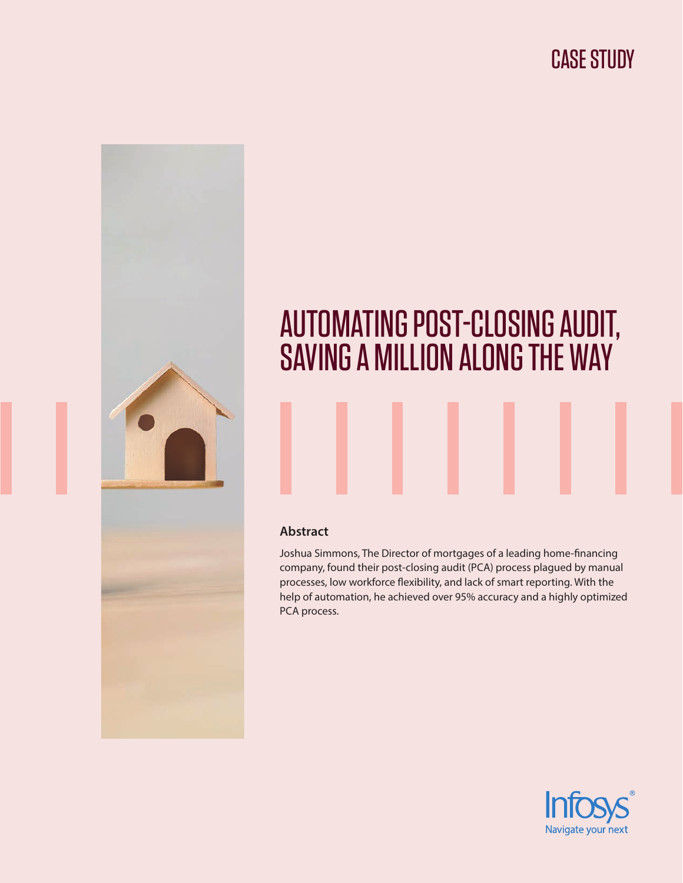CASE STUDY

# AUTOMATING POST-CLOSING AUDIT, SAVING A MILLION ALONG THE WAY

### Abstract

Joshua Simmons, The Director of mortgages of a leading home-financing company, found their post-closing audit (PCA) process plagued by manual processes, low workforce flexibility, and lack of smart reporting. With the help of automation, he achieved over 95% accuracy and a highly optimized PCA process.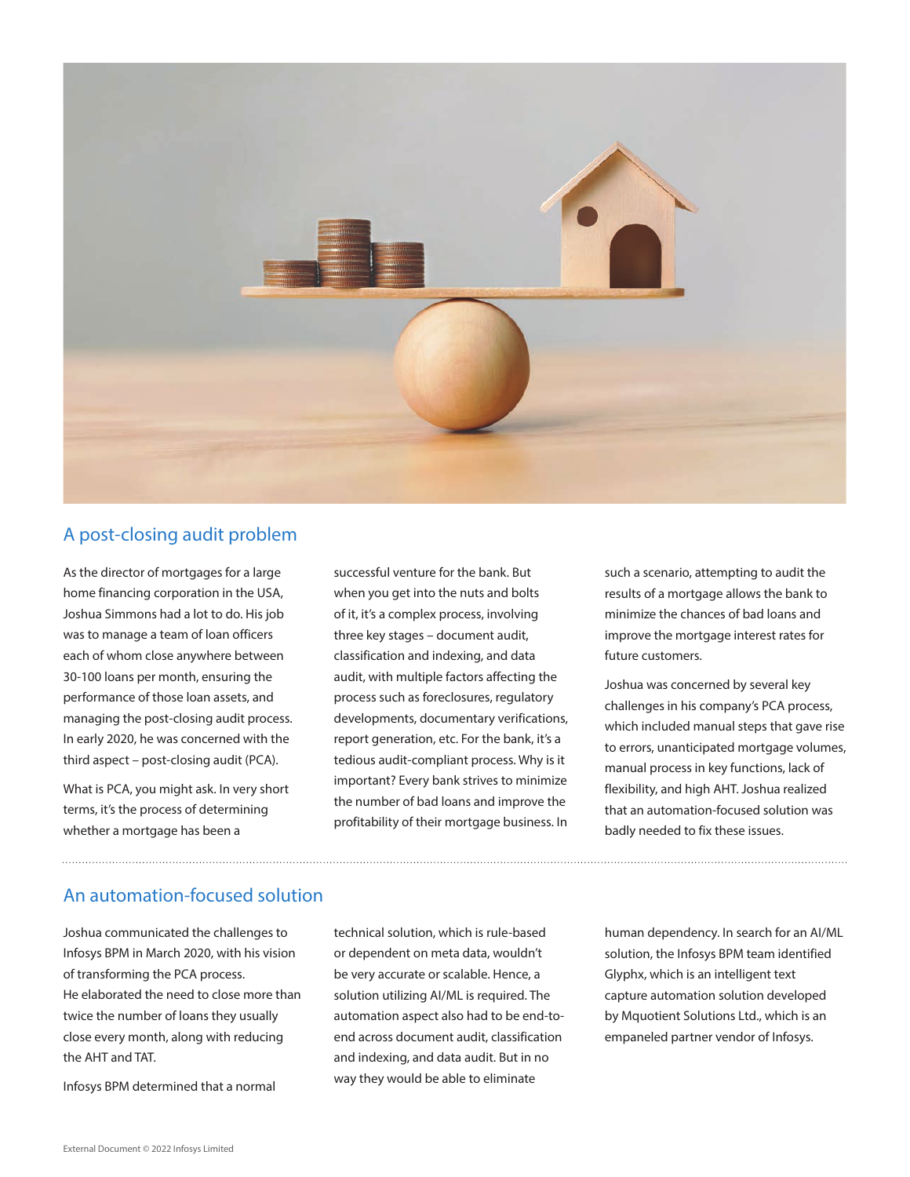## A post-closing audit problem

As the director of mortgages for a large home financing corporation in the USA, Joshua Simmons had a lot to do. His job was to manage a team of loan officers each of whom close anywhere between 30-100 loans per month, ensuring the performance of those loan assets, and managing the post-closing audit process. In early 2020, he was concerned with the third aspect – post-closing audit (PCA).

What is PCA, you might ask. In very short terms, it's the process of determining whether a mortgage has been a successful venture for the bank. But when you get into the nuts and bolts of it, it's a complex process, involving three key stages – document audit, classification and indexing, and data audit, with multiple factors affecting the process such as foreclosures, regulatory developments, documentary verifications, report generation, etc. For the bank, it's a tedious audit-compliant process. Why is it important? Every bank strives to minimize the number of bad loans and improve the profitability of their mortgage business. In such a scenario, attempting to audit the results of a mortgage allows the bank to minimize the chances of bad loans and improve the mortgage interest rates for future customers.

Joshua was concerned by several key challenges in his company's PCA process, which included manual steps that gave rise to errors, unanticipated mortgage volumes, manual process in key functions, lack of flexibility, and high AHT. Joshua realized that an automation-focused solution was badly needed to fix these issues.

## An automation-focused solution

Joshua communicated the challenges to Infosys BPM in March 2020, with his vision of transforming the PCA process.
He elaborated the need to close more than twice the number of loans they usually close every month, along with reducing the AHT and TAT.

Infosys BPM determined that a normal technical solution, which is rule-based or dependent on meta data, wouldn't be very accurate or scalable. Hence, a solution utilizing AI/ML is required. The automation aspect also had to be end-to-end across document audit, classification and indexing, and data audit. But in no way they would be able to eliminate human dependency. In search for an AI/ML solution, the Infosys BPM team identified Glyphx, which is an intelligent text capture automation solution developed by Mquotient Solutions Ltd., which is an empaneled partner vendor of Infosys.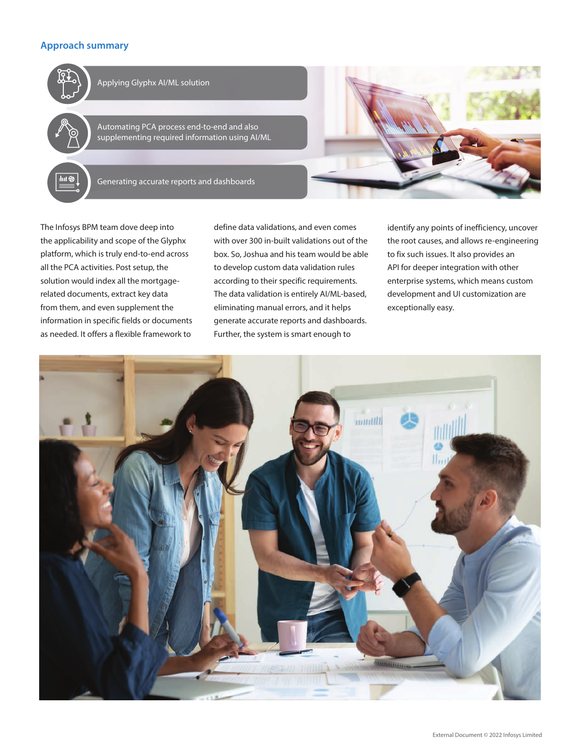## Approach summary

- Applying Glyphx AI/ML solution
- Automating PCA process end-to-end and also supplementing required information using AI/ML
- Generating accurate reports and dashboards

The Infosys BPM team dove deep into the applicability and scope of the Glyphx platform, which is truly end-to-end across all the PCA activities. Post setup, the solution would index all the mortgage-related documents, extract key data from them, and even supplement the information in specific fields or documents as needed. It offers a flexible framework to define data validations, and even comes with over 300 in-built validations out of the box. So, Joshua and his team would be able to develop custom data validation rules according to their specific requirements. The data validation is entirely AI/ML-based, eliminating manual errors, and it helps generate accurate reports and dashboards. Further, the system is smart enough to identify any points of inefficiency, uncover the root causes, and allows re-engineering to fix such issues. It also provides an API for deeper integration with other enterprise systems, which means custom development and UI customization are exceptionally easy.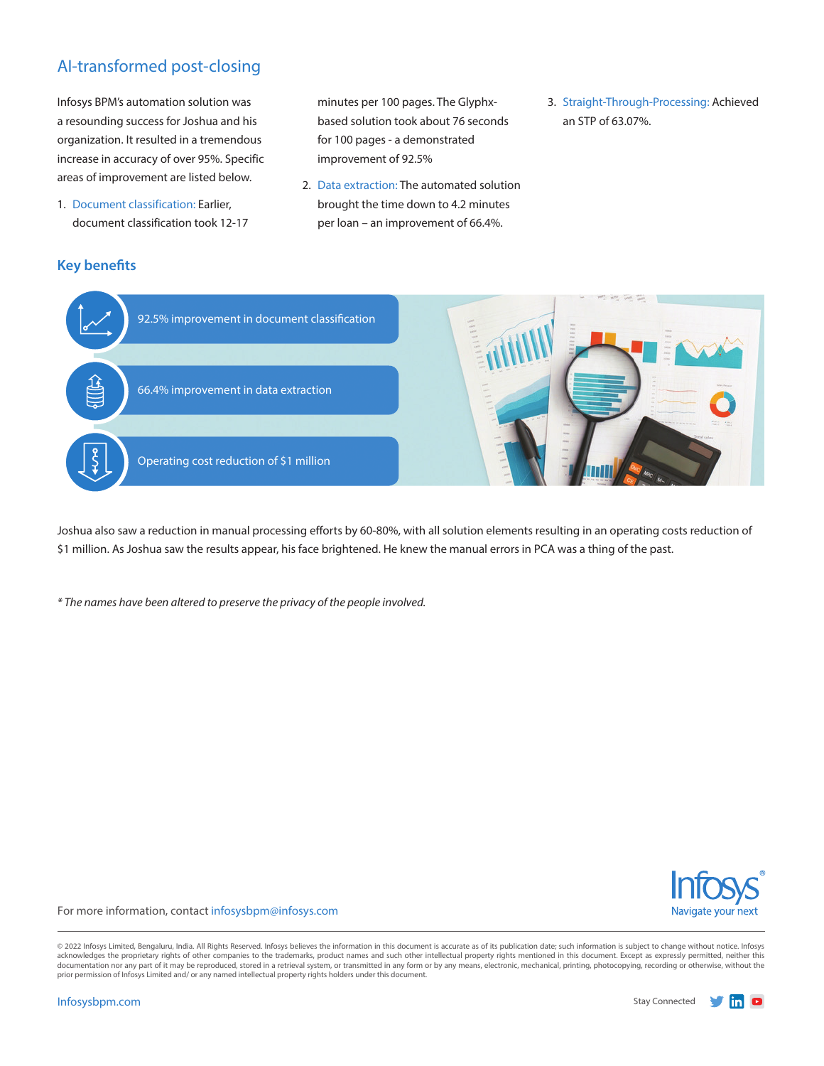## AI-transformed post-closing

Infosys BPM's automation solution was a resounding success for Joshua and his organization. It resulted in a tremendous increase in accuracy of over 95%. Specific areas of improvement are listed below.

1. Document classification: Earlier, document classification took 12-17 minutes per 100 pages. The Glyphx-based solution took about 76 seconds for 100 pages - a demonstrated improvement of 92.5%
2. Data extraction: The automated solution brought the time down to 4.2 minutes per loan – an improvement of 66.4%.
3. Straight-Through-Processing: Achieved an STP of 63.07%.

## Key benefits

- 92.5% improvement in document classification
- 66.4% improvement in data extraction
- Operating cost reduction of $1 million

Joshua also saw a reduction in manual processing efforts by 60-80%, with all solution elements resulting in an operating costs reduction of $1 million. As Joshua saw the results appear, his face brightened. He knew the manual errors in PCA was a thing of the past.

*\* The names have been altered to preserve the privacy of the people involved.*

For more information, contact infosysbpm@infosys.com

Infosys
Navigate your next

© 2022 Infosys Limited, Bengaluru, India. All Rights Reserved. Infosys believes the information in this document is accurate as of its publication date; such information is subject to change without notice. Infosys acknowledges the proprietary rights of other companies to the trademarks, product names and such other intellectual property rights mentioned in this document. Except as expressly permitted, neither this documentation nor any part of it may be reproduced, stored in a retrieval system, or transmitted in any form or by any means, electronic, mechanical, printing, photocopying, recording or otherwise, without the prior permission of Infosys Limited and/ or any named intellectual property rights holders under this document.

Infosysbpm.com

Stay Connected